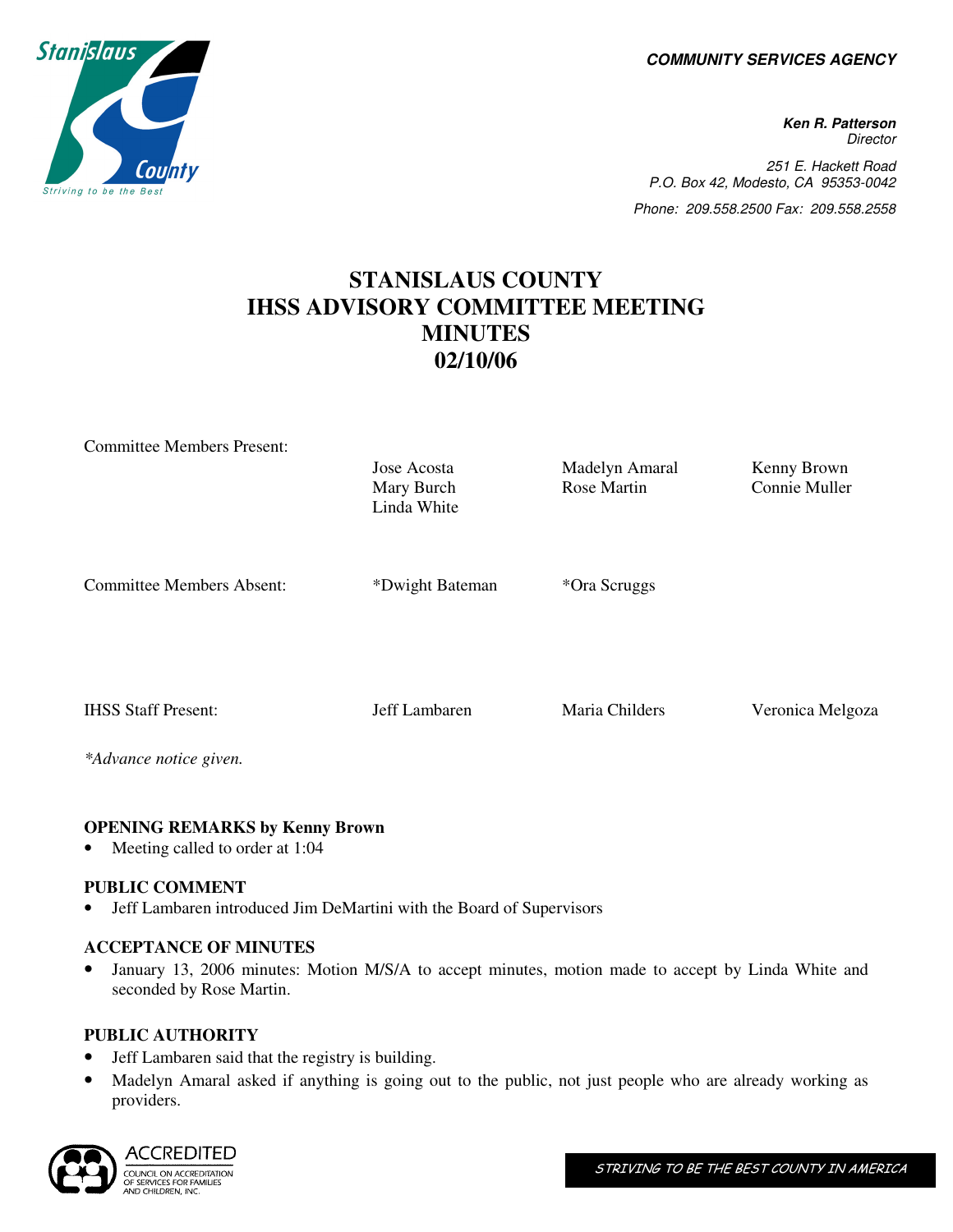**COMMUNITY SERVICES AGENCY**

**Ken R. Patterson**
Director

251 E. Hackett Road
P.O. Box 42, Modesto, CA 95353-0042

Phone: 209.558.2500 Fax: 209.558.2558

# STANISLAUS COUNTY IHSS ADVISORY COMMITTEE MEETING MINUTES 02/10/06

| | | | |
|---|---|---|---|
| Committee Members Present: | Jose Acosta<br>Mary Burch<br>Linda White | Madelyn Amaral<br>Rose Martin | Kenny Brown<br>Connie Muller |
| Committee Members Absent: | *Dwight Bateman | *Ora Scruggs | |
| IHSS Staff Present: | Jeff Lambaren | Maria Childers | Veronica Melgoza |

*\*Advance notice given.*

**OPENING REMARKS by Kenny Brown**

- Meeting called to order at 1:04

**PUBLIC COMMENT**

- Jeff Lambaren introduced Jim DeMartini with the Board of Supervisors

**ACCEPTANCE OF MINUTES**

- January 13, 2006 minutes: Motion M/S/A to accept minutes, motion made to accept by Linda White and seconded by Rose Martin.

**PUBLIC AUTHORITY**

- Jeff Lambaren said that the registry is building.
- Madelyn Amaral asked if anything is going out to the public, not just people who are already working as providers.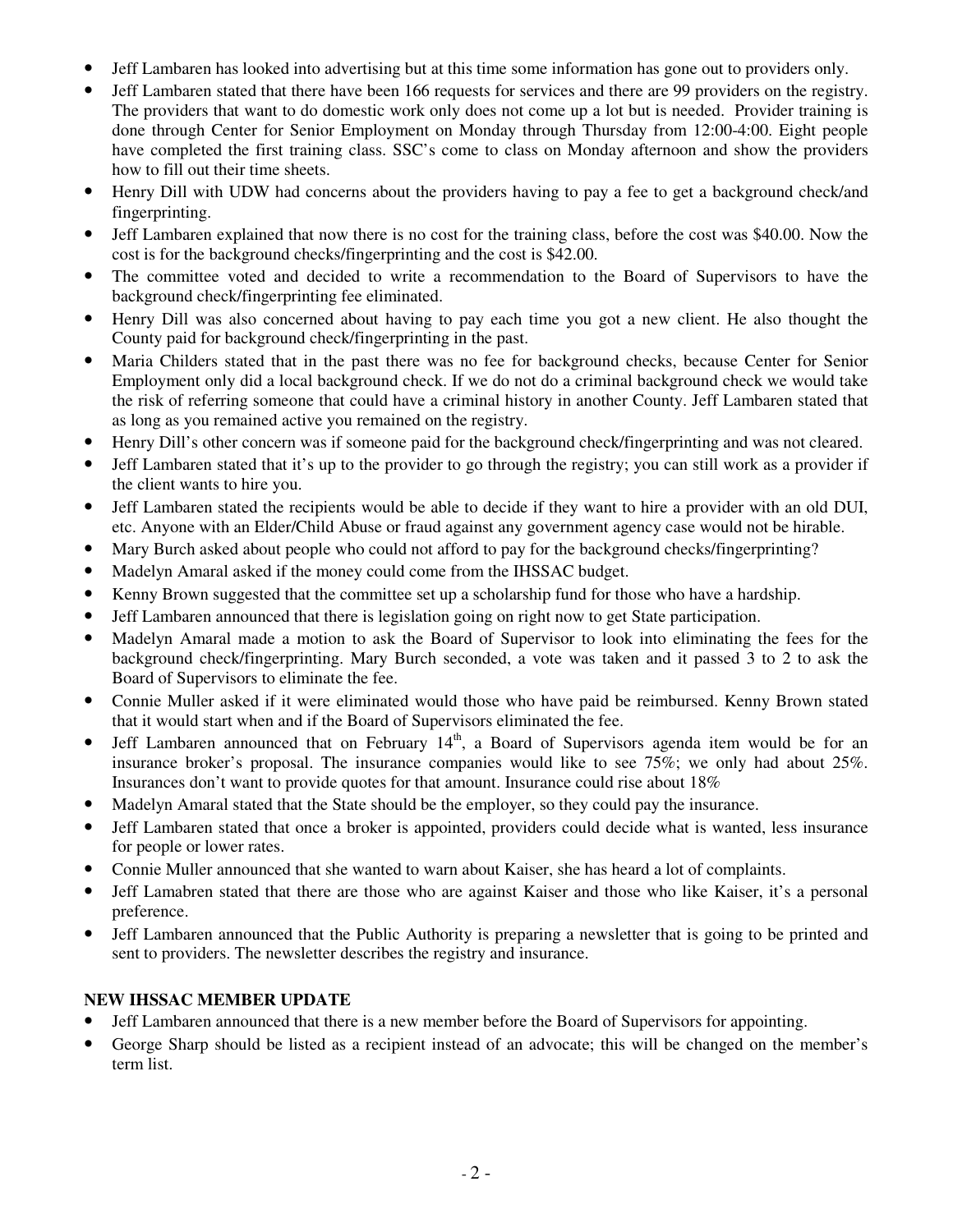- Jeff Lambaren has looked into advertising but at this time some information has gone out to providers only.
- Jeff Lambaren stated that there have been 166 requests for services and there are 99 providers on the registry. The providers that want to do domestic work only does not come up a lot but is needed. Provider training is done through Center for Senior Employment on Monday through Thursday from 12:00-4:00. Eight people have completed the first training class. SSC's come to class on Monday afternoon and show the providers how to fill out their time sheets.
- Henry Dill with UDW had concerns about the providers having to pay a fee to get a background check/and fingerprinting.
- Jeff Lambaren explained that now there is no cost for the training class, before the cost was $40.00. Now the cost is for the background checks/fingerprinting and the cost is $42.00.
- The committee voted and decided to write a recommendation to the Board of Supervisors to have the background check/fingerprinting fee eliminated.
- Henry Dill was also concerned about having to pay each time you got a new client. He also thought the County paid for background check/fingerprinting in the past.
- Maria Childers stated that in the past there was no fee for background checks, because Center for Senior Employment only did a local background check. If we do not do a criminal background check we would take the risk of referring someone that could have a criminal history in another County. Jeff Lambaren stated that as long as you remained active you remained on the registry.
- Henry Dill's other concern was if someone paid for the background check/fingerprinting and was not cleared.
- Jeff Lambaren stated that it's up to the provider to go through the registry; you can still work as a provider if the client wants to hire you.
- Jeff Lambaren stated the recipients would be able to decide if they want to hire a provider with an old DUI, etc. Anyone with an Elder/Child Abuse or fraud against any government agency case would not be hirable.
- Mary Burch asked about people who could not afford to pay for the background checks/fingerprinting?
- Madelyn Amaral asked if the money could come from the IHSSAC budget.
- Kenny Brown suggested that the committee set up a scholarship fund for those who have a hardship.
- Jeff Lambaren announced that there is legislation going on right now to get State participation.
- Madelyn Amaral made a motion to ask the Board of Supervisor to look into eliminating the fees for the background check/fingerprinting. Mary Burch seconded, a vote was taken and it passed 3 to 2 to ask the Board of Supervisors to eliminate the fee.
- Connie Muller asked if it were eliminated would those who have paid be reimbursed. Kenny Brown stated that it would start when and if the Board of Supervisors eliminated the fee.
- Jeff Lambaren announced that on February 14th, a Board of Supervisors agenda item would be for an insurance broker's proposal. The insurance companies would like to see 75%; we only had about 25%. Insurances don't want to provide quotes for that amount. Insurance could rise about 18%
- Madelyn Amaral stated that the State should be the employer, so they could pay the insurance.
- Jeff Lambaren stated that once a broker is appointed, providers could decide what is wanted, less insurance for people or lower rates.
- Connie Muller announced that she wanted to warn about Kaiser, she has heard a lot of complaints.
- Jeff Lamabren stated that there are those who are against Kaiser and those who like Kaiser, it's a personal preference.
- Jeff Lambaren announced that the Public Authority is preparing a newsletter that is going to be printed and sent to providers. The newsletter describes the registry and insurance.

**NEW IHSSAC MEMBER UPDATE**

- Jeff Lambaren announced that there is a new member before the Board of Supervisors for appointing.
- George Sharp should be listed as a recipient instead of an advocate; this will be changed on the member's term list.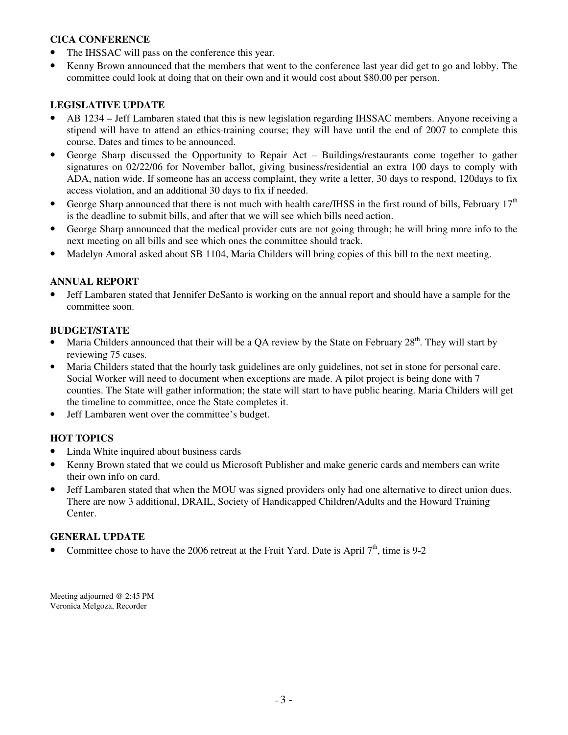**CICA CONFERENCE**

- The IHSSAC will pass on the conference this year.
- Kenny Brown announced that the members that went to the conference last year did get to go and lobby. The committee could look at doing that on their own and it would cost about $80.00 per person.

**LEGISLATIVE UPDATE**

- AB 1234 – Jeff Lambaren stated that this is new legislation regarding IHSSAC members. Anyone receiving a stipend will have to attend an ethics-training course; they will have until the end of 2007 to complete this course. Dates and times to be announced.
- George Sharp discussed the Opportunity to Repair Act – Buildings/restaurants come together to gather signatures on 02/22/06 for November ballot, giving business/residential an extra 100 days to comply with ADA, nation wide. If someone has an access complaint, they write a letter, 30 days to respond, 120days to fix access violation, and an additional 30 days to fix if needed.
- George Sharp announced that there is not much with health care/IHSS in the first round of bills, February 17th is the deadline to submit bills, and after that we will see which bills need action.
- George Sharp announced that the medical provider cuts are not going through; he will bring more info to the next meeting on all bills and see which ones the committee should track.
- Madelyn Amoral asked about SB 1104, Maria Childers will bring copies of this bill to the next meeting.

**ANNUAL REPORT**

- Jeff Lambaren stated that Jennifer DeSanto is working on the annual report and should have a sample for the committee soon.

**BUDGET/STATE**

- Maria Childers announced that their will be a QA review by the State on February 28th. They will start by reviewing 75 cases.
- Maria Childers stated that the hourly task guidelines are only guidelines, not set in stone for personal care. Social Worker will need to document when exceptions are made. A pilot project is being done with 7 counties. The State will gather information; the state will start to have public hearing. Maria Childers will get the timeline to committee, once the State completes it.
- Jeff Lambaren went over the committee's budget.

**HOT TOPICS**

- Linda White inquired about business cards
- Kenny Brown stated that we could us Microsoft Publisher and make generic cards and members can write their own info on card.
- Jeff Lambaren stated that when the MOU was signed providers only had one alternative to direct union dues. There are now 3 additional, DRAIL, Society of Handicapped Children/Adults and the Howard Training Center.

**GENERAL UPDATE**

- Committee chose to have the 2006 retreat at the Fruit Yard. Date is April 7th, time is 9-2

Meeting adjourned @ 2:45 PM
Veronica Melgoza, Recorder